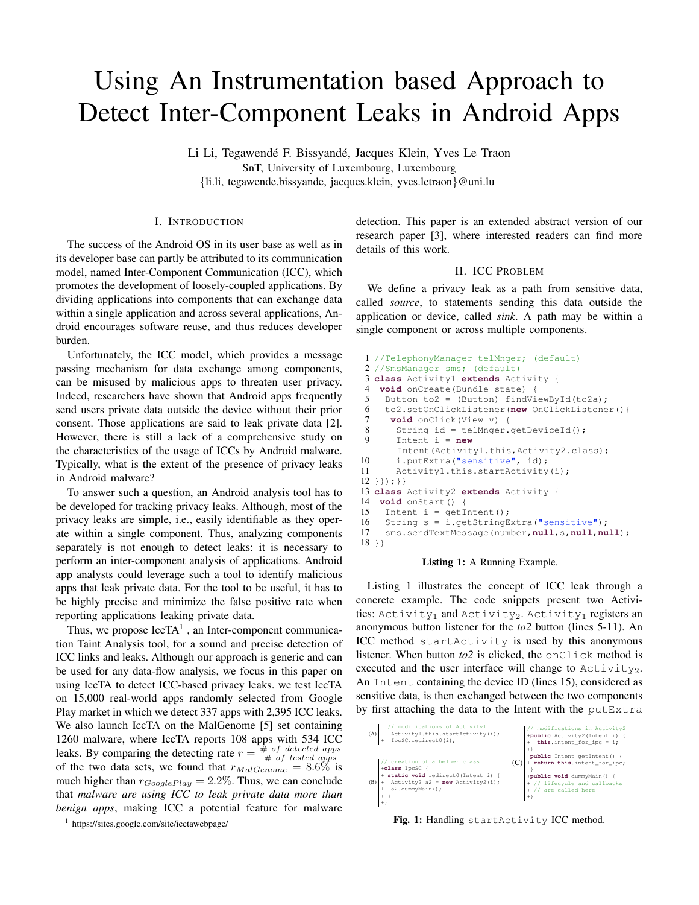# Using An Instrumentation based Approach to Detect Inter-Component Leaks in Android Apps

Li Li, Tegawendé F. Bissyandé, Jacques Klein, Yves Le Traon
SnT, University of Luxembourg, Luxembourg
{li.li, tegawende.bissyande, jacques.klein, yves.letraon}@uni.lu

## I. Introduction

The success of the Android OS in its user base as well as in its developer base can partly be attributed to its communication model, named Inter-Component Communication (ICC), which promotes the development of loosely-coupled applications. By dividing applications into components that can exchange data within a single application and across several applications, Android encourages software reuse, and thus reduces developer burden.

Unfortunately, the ICC model, which provides a message passing mechanism for data exchange among components, can be misused by malicious apps to threaten user privacy. Indeed, researchers have shown that Android apps frequently send users private data outside the device without their prior consent. Those applications are said to leak private data [2]. However, there is still a lack of a comprehensive study on the characteristics of the usage of ICCs by Android malware. Typically, what is the extent of the presence of privacy leaks in Android malware?

To answer such a question, an Android analysis tool has to be developed for tracking privacy leaks. Although, most of the privacy leaks are simple, i.e., easily identifiable as they operate within a single component. Thus, analyzing components separately is not enough to detect leaks: it is necessary to perform an inter-component analysis of applications. Android app analysts could leverage such a tool to identify malicious apps that leak private data. For the tool to be useful, it has to be highly precise and minimize the false positive rate when reporting applications leaking private data.

Thus, we propose IccTA[1] , an Inter-component communication Taint Analysis tool, for a sound and precise detection of ICC links and leaks. Although our approach is generic and can be used for any data-flow analysis, we focus in this paper on using IccTA to detect ICC-based privacy leaks. we test IccTA on 15,000 real-world apps randomly selected from Google Play market in which we detect 337 apps with 2,395 ICC leaks. We also launch IccTA on the MalGenome [5] set containing 1260 malware, where IccTA reports 108 apps with 534 ICC leaks. By comparing the detecting rate $r = \frac{\#\ of\ detected\ apps}{\#\ of\ tested\ apps}$ of the two data sets, we found that $r_{MalGenome} = 8.6\%$ is much higher than $r_{GooglePlay} = 2.2\%$. Thus, we can conclude that *malware are using ICC to leak private data more than benign apps*, making ICC a potential feature for malware detection. This paper is an extended abstract version of our research paper [3], where interested readers can find more details of this work.

[1] https://sites.google.com/site/icctawebpage/

## II. ICC Problem

We define a privacy leak as a path from sensitive data, called *source*, to statements sending this data outside the application or device, called *sink*. A path may be within a single component or across multiple components.

```
1  //TelephonyManager telMnger; (default)
2  //SmsManager sms; (default)
3  class Activity1 extends Activity {
4   void onCreate(Bundle state) {
5    Button to2 = (Button) findViewById(to2a);
6    to2.setOnClickListener(new OnClickListener(){
7     void onClick(View v) {
8      String id = telMnger.getDeviceId();
9      Intent i = new
       Intent(Activity1.this,Activity2.class);
10     i.putExtra("sensitive", id);
11     Activity1.this.startActivity(i);
12 }}});}}
13 class Activity2 extends Activity {
14  void onStart() {
15   Intent i = getIntent();
16   String s = i.getStringExtra("sensitive");
17   sms.sendTextMessage(number,null,s,null,null);
18 }}
```

**Listing 1:** A Running Example.

Listing 1 illustrates the concept of ICC leak through a concrete example. The code snippets present two Activities: $\texttt{Activity}_1$ and $\texttt{Activity}_2$. $\texttt{Activity}_1$ registers an anonymous button listener for the *to2* button (lines 5-11). An ICC method `startActivity` is used by this anonymous listener. When button *to2* is clicked, the `onClick` method is executed and the user interface will change to $\texttt{Activity}_2$. An `Intent` containing the device ID (lines 15), considered as sensitive data, is then exchanged between the two components by first attaching the data to the Intent with the `putExtra`

```
(A)
   // modifications of Activity1
-  Activity1.this.startActivity(i);
+  IpcSC.redirect0(i);

(B)
 // creation of a helper class
+class IpcSC {
+ static void redirect0(Intent i) {
+  Activity2 a2 = new Activity2(i);
+  a2.dummyMain();
+ }
+}

(C)
 // modifications in Activity2
+public Activity2(Intent i) {
+  this.intent_for_ipc = i;
+}
 public Intent getIntent() {
+ return this.intent_for_ipc;
 }
+public void dummyMain() {
+ // lifecycle and callbacks
+ // are called here
+}
```

**Fig. 1:** Handling `startActivity` ICC method.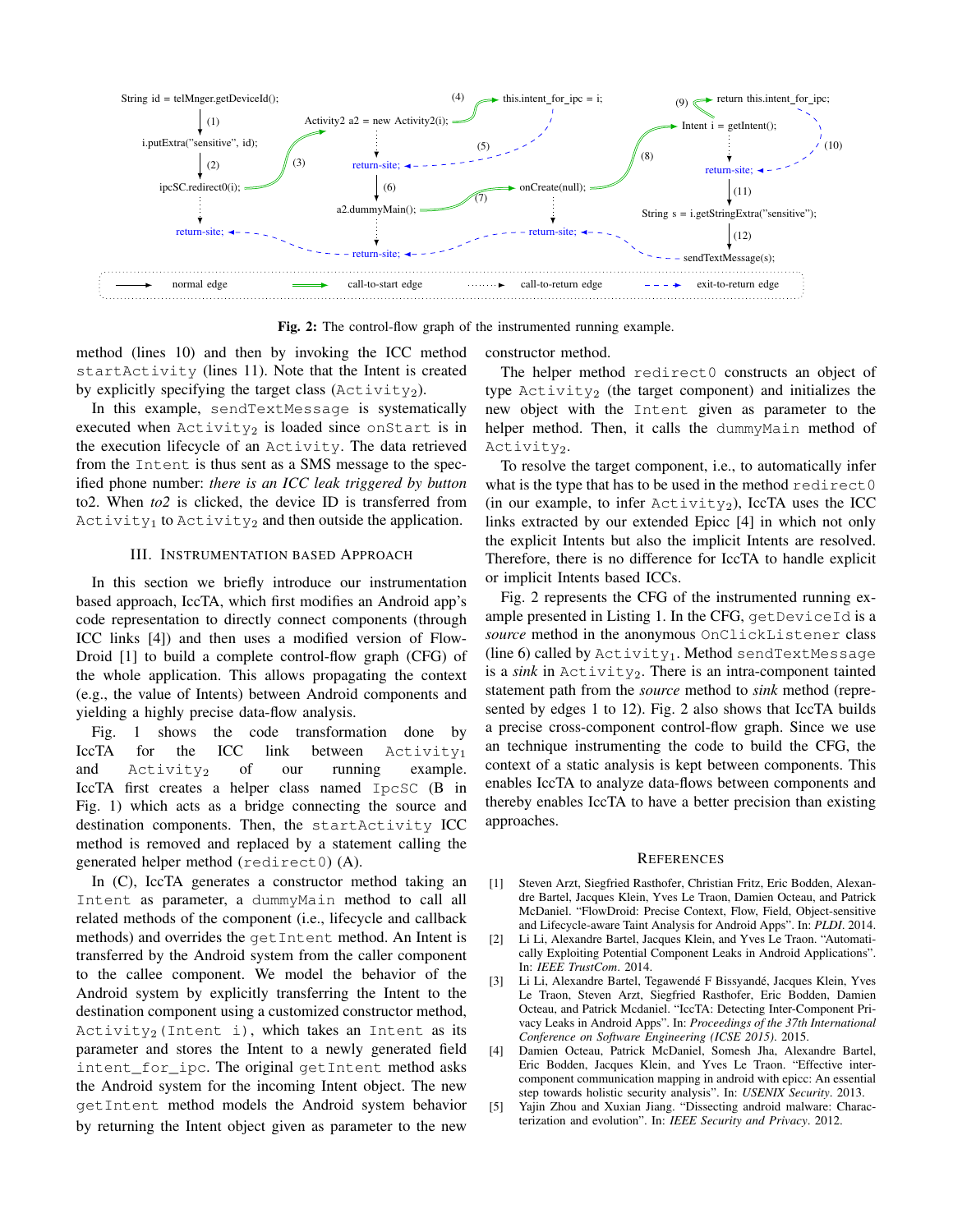String id = telMnger.getDeviceId();
(1)
i.putExtra("sensitive", id);
(2)
ipcSC.redirect0(i);
(3)
return-site;
Activity2 a2 = new Activity2(i);
(4)
this.intent_for_ipc = i;
(5)
return-site;
(6)
a2.dummyMain();
(7)
onCreate(null);
return-site;
return-site;
(8)
Intent i = getIntent();
(9)
return this.intent_for_ipc;
(10)
return-site;
(11)
String s = i.getStringExtra("sensitive");
(12)
sendTextMessage(s);
normal edge
call-to-start edge
call-to-return edge
exit-to-return edge

**Fig. 2:** The control-flow graph of the instrumented running example.

method (lines 10) and then by invoking the ICC method `startActivity` (lines 11). Note that the Intent is created by explicitly specifying the target class ($\texttt{Activity}_2$).

In this example, `sendTextMessage` is systematically executed when $\texttt{Activity}_2$ is loaded since `onStart` is in the execution lifecycle of an `Activity`. The data retrieved from the `Intent` is thus sent as a SMS message to the specified phone number: *there is an ICC leak triggered by button* to2. When *to2* is clicked, the device ID is transferred from $\texttt{Activity}_1$ to $\texttt{Activity}_2$ and then outside the application.

## III. Instrumentation Based Approach

In this section we briefly introduce our instrumentation based approach, IccTA, which first modifies an Android app's code representation to directly connect components (through ICC links [4]) and then uses a modified version of FlowDroid [1] to build a complete control-flow graph (CFG) of the whole application. This allows propagating the context (e.g., the value of Intents) between Android components and yielding a highly precise data-flow analysis.

Fig. 1 shows the code transformation done by IccTA for the ICC link between $\texttt{Activity}_1$ and $\texttt{Activity}_2$ of our running example. IccTA first creates a helper class named `IpcSC` (B in Fig. 1) which acts as a bridge connecting the source and destination components. Then, the `startActivity` ICC method is removed and replaced by a statement calling the generated helper method (`redirect0`) (A).

In (C), IccTA generates a constructor method taking an `Intent` as parameter, a `dummyMain` method to call all related methods of the component (i.e., lifecycle and callback methods) and overrides the `getIntent` method. An Intent is transferred by the Android system from the caller component to the callee component. We model the behavior of the Android system by explicitly transferring the Intent to the destination component using a customized constructor method, $\texttt{Activity}_2\texttt{(Intent i)}$, which takes an `Intent` as its parameter and stores the Intent to a newly generated field `intent_for_ipc`. The original `getIntent` method asks the Android system for the incoming Intent object. The new `getIntent` method models the Android system behavior by returning the Intent object given as parameter to the new constructor method.

The helper method `redirect0` constructs an object of type $\texttt{Activity}_2$ (the target component) and initializes the new object with the `Intent` given as parameter to the helper method. Then, it calls the `dummyMain` method of $\texttt{Activity}_2$.

To resolve the target component, i.e., to automatically infer what is the type that has to be used in the method `redirect0` (in our example, to infer $\texttt{Activity}_2$), IccTA uses the ICC links extracted by our extended Epicc [4] in which not only the explicit Intents but also the implicit Intents are resolved. Therefore, there is no difference for IccTA to handle explicit or implicit Intents based ICCs.

Fig. 2 represents the CFG of the instrumented running example presented in Listing 1. In the CFG, `getDeviceId` is a *source* method in the anonymous `OnClickListener` class (line 6) called by $\texttt{Activity}_1$. Method `sendTextMessage` is a *sink* in $\texttt{Activity}_2$. There is an intra-component tainted statement path from the *source* method to *sink* method (represented by edges 1 to 12). Fig. 2 also shows that IccTA builds a precise cross-component control-flow graph. Since we use an technique instrumenting the code to build the CFG, the context of a static analysis is kept between components. This enables IccTA to analyze data-flows between components and thereby enables IccTA to have a better precision than existing approaches.

## References

[1] Steven Arzt, Siegfried Rasthofer, Christian Fritz, Eric Bodden, Alexandre Bartel, Jacques Klein, Yves Le Traon, Damien Octeau, and Patrick McDaniel. "FlowDroid: Precise Context, Flow, Field, Object-sensitive and Lifecycle-aware Taint Analysis for Android Apps". In: *PLDI*. 2014.

[2] Li Li, Alexandre Bartel, Jacques Klein, and Yves Le Traon. "Automatically Exploiting Potential Component Leaks in Android Applications". In: *IEEE TrustCom*. 2014.

[3] Li Li, Alexandre Bartel, Tegawendé F Bissyandé, Jacques Klein, Yves Le Traon, Steven Arzt, Siegfried Rasthofer, Eric Bodden, Damien Octeau, and Patrick Mcdaniel. "IccTA: Detecting Inter-Component Privacy Leaks in Android Apps". In: *Proceedings of the 37th International Conference on Software Engineering (ICSE 2015)*. 2015.

[4] Damien Octeau, Patrick McDaniel, Somesh Jha, Alexandre Bartel, Eric Bodden, Jacques Klein, and Yves Le Traon. "Effective inter-component communication mapping in android with epicc: An essential step towards holistic security analysis". In: *USENIX Security*. 2013.

[5] Yajin Zhou and Xuxian Jiang. "Dissecting android malware: Characterization and evolution". In: *IEEE Security and Privacy*. 2012.